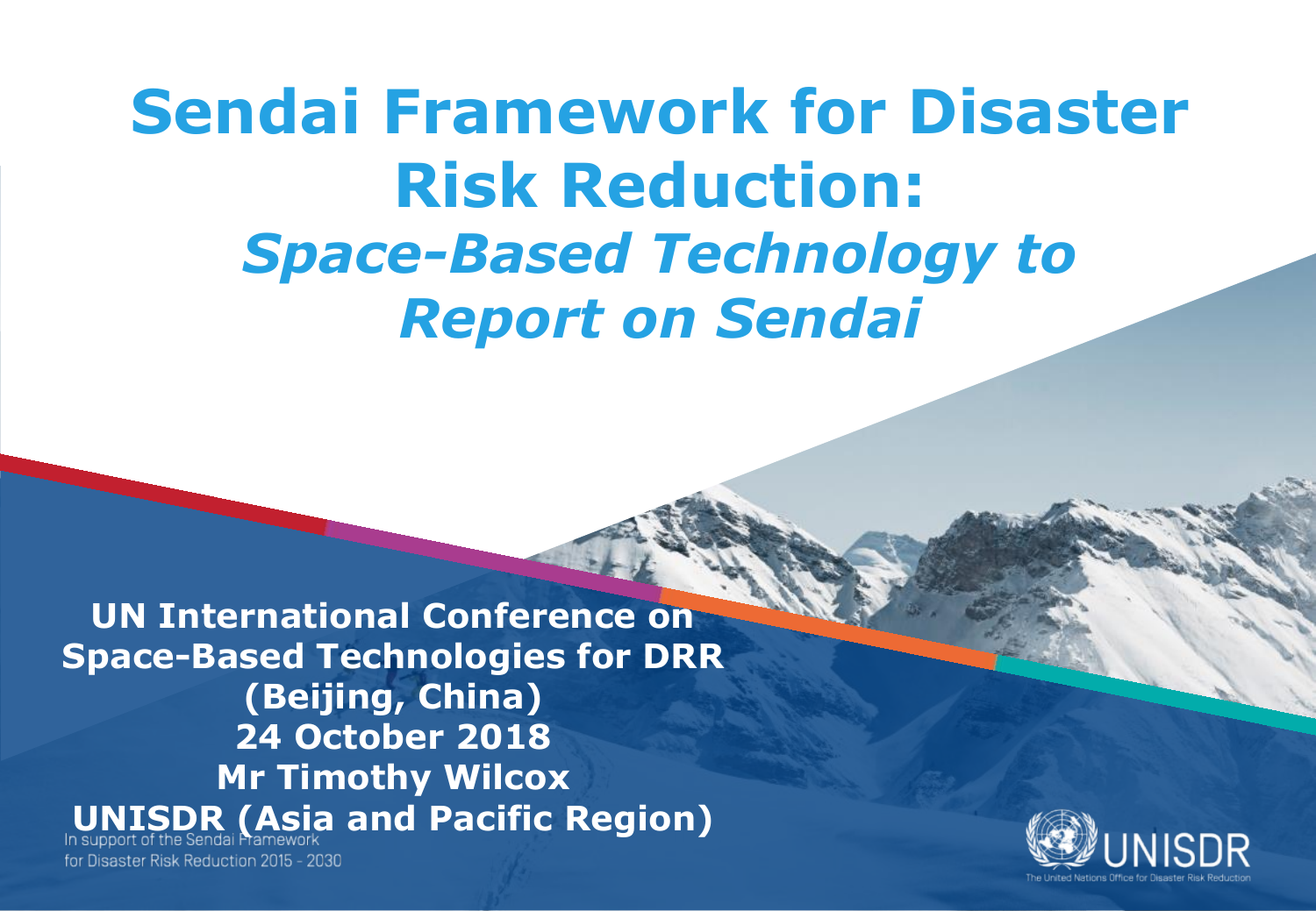# Sendai Framework for Disaster Risk Reduction:
## *Space-Based Technology to Report on Sendai*

**UN International Conference on Space-Based Technologies for DRR (Beijing, China)**
**24 October 2018**
**Mr Timothy Wilcox**
**UNISDR (Asia and Pacific Region)**

In support of the Sendai Framework for Disaster Risk Reduction 2015 - 2030

UNISDR
The United Nations Office for Disaster Risk Reduction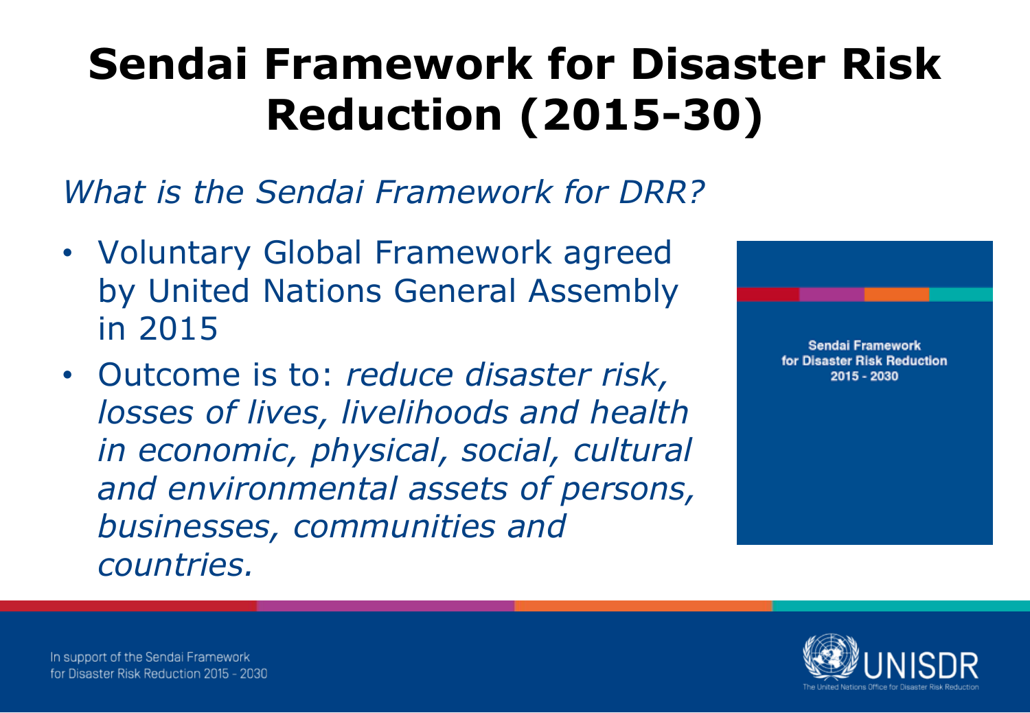# Sendai Framework for Disaster Risk Reduction (2015-30)

*What is the Sendai Framework for DRR?*

- Voluntary Global Framework agreed by United Nations General Assembly in 2015
- Outcome is to: *reduce disaster risk, losses of lives, livelihoods and health in economic, physical, social, cultural and environmental assets of persons, businesses, communities and countries.*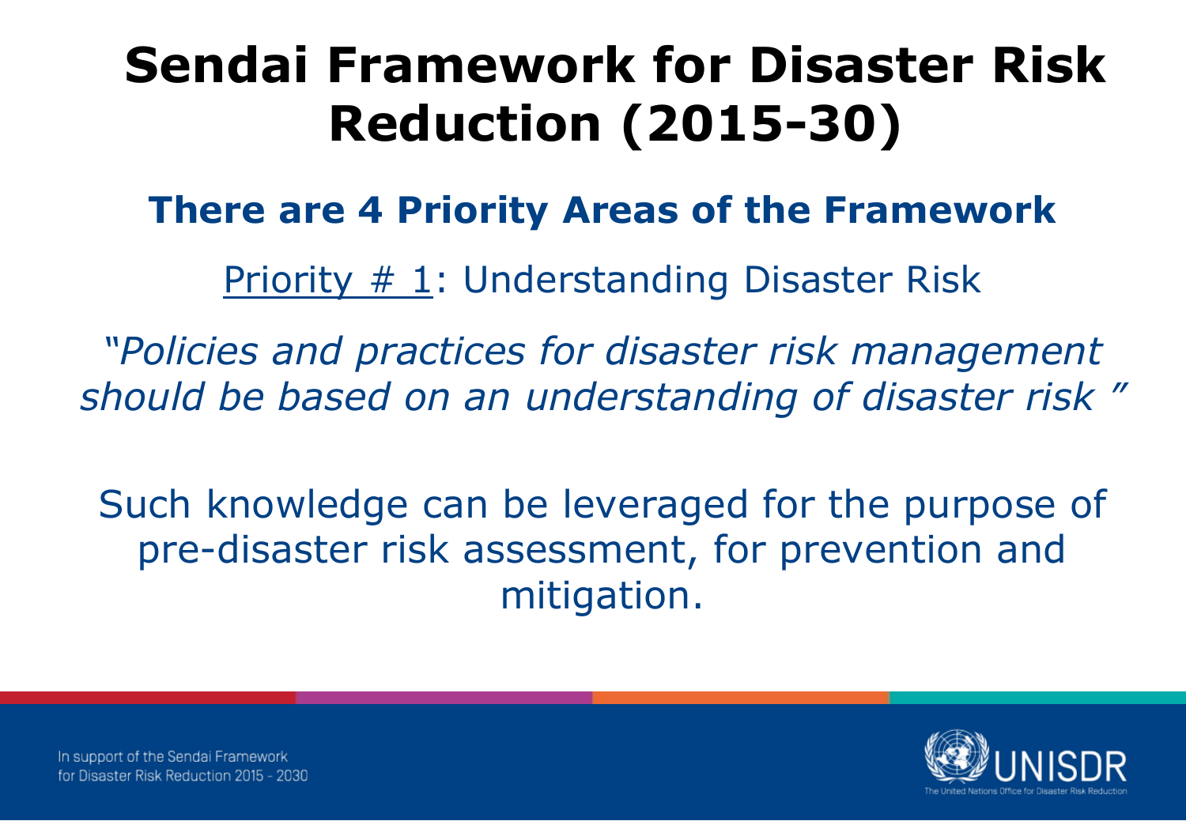# Sendai Framework for Disaster Risk Reduction (2015-30)

## There are 4 Priority Areas of the Framework

Priority # 1: Understanding Disaster Risk

*"Policies and practices for disaster risk management should be based on an understanding of disaster risk "*

Such knowledge can be leveraged for the purpose of pre-disaster risk assessment, for prevention and mitigation.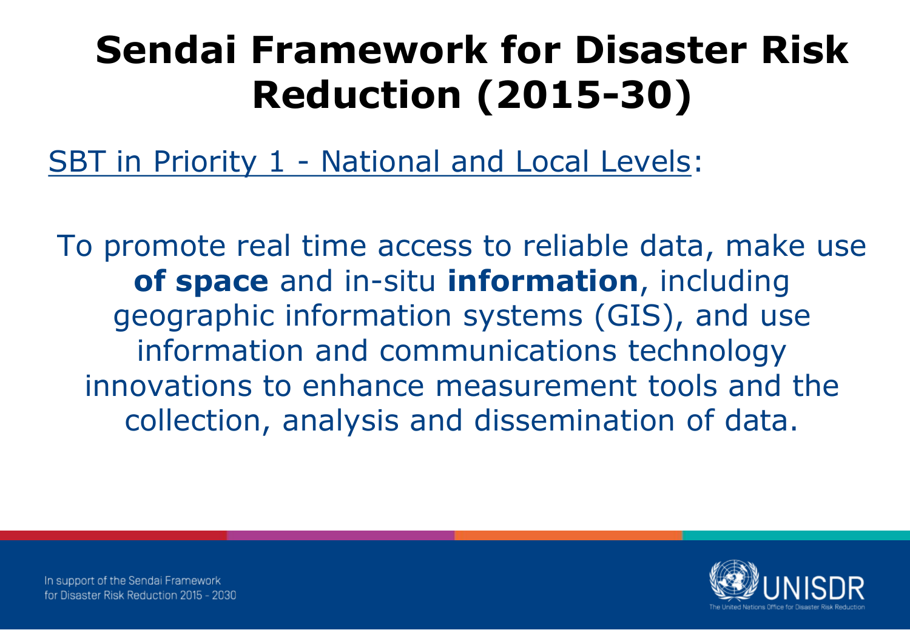# Sendai Framework for Disaster Risk Reduction (2015-30)

SBT in Priority 1 - National and Local Levels:

To promote real time access to reliable data, make use **of space** and in-situ **information**, including geographic information systems (GIS), and use information and communications technology innovations to enhance measurement tools and the collection, analysis and dissemination of data.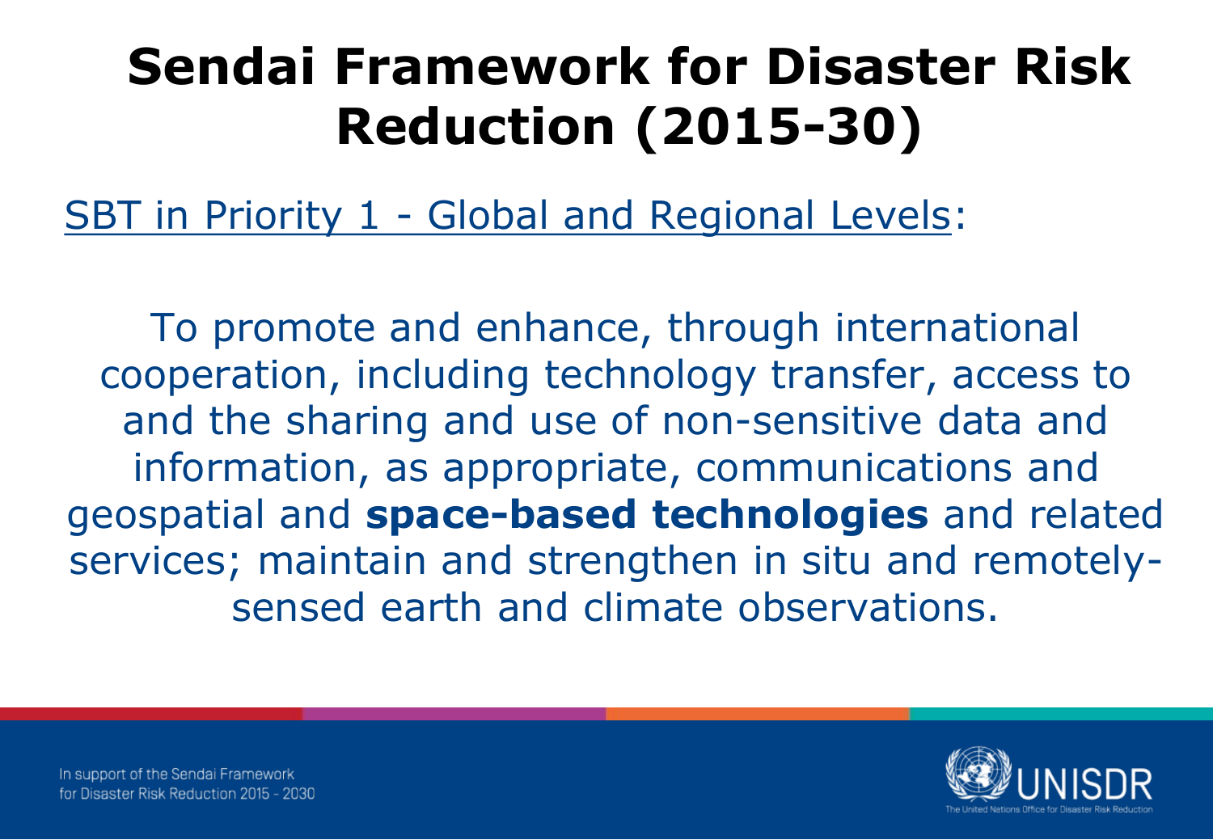# Sendai Framework for Disaster Risk Reduction (2015-30)

SBT in Priority 1 - Global and Regional Levels:

To promote and enhance, through international cooperation, including technology transfer, access to and the sharing and use of non-sensitive data and information, as appropriate, communications and geospatial and **space-based technologies** and related services; maintain and strengthen in situ and remotely-sensed earth and climate observations.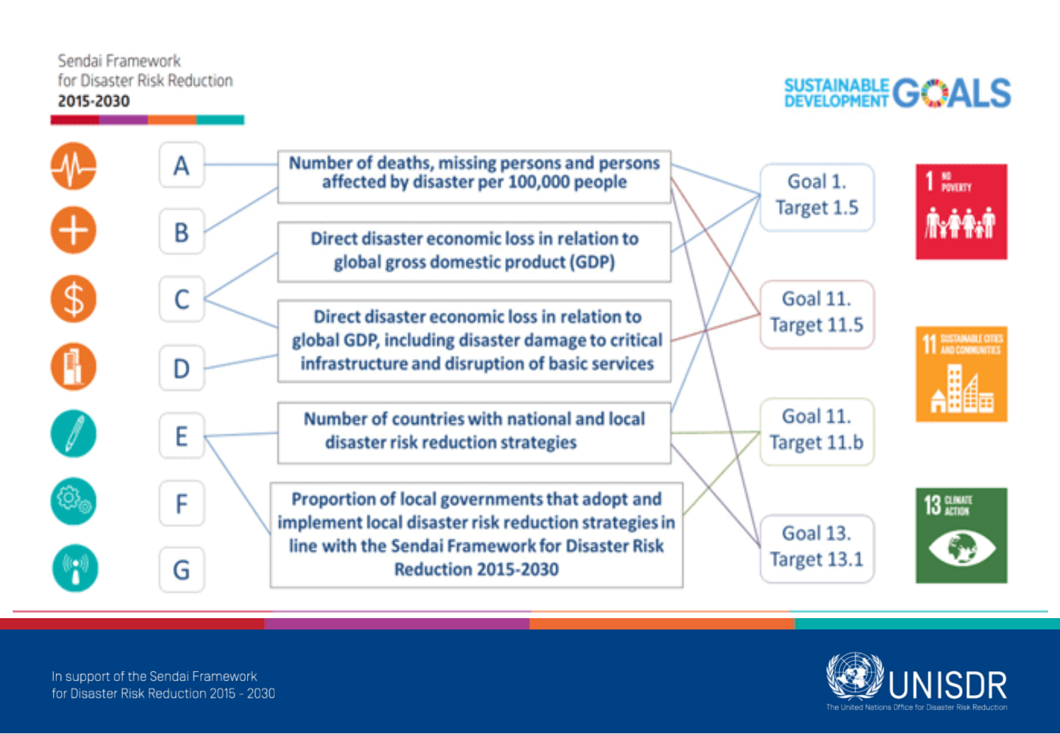Sendai Framework for Disaster Risk Reduction 2015-2030

SUSTAINABLE DEVELOPMENT GOALS

- A — Number of deaths, missing persons and persons affected by disaster per 100,000 people
- B — Number of deaths, missing persons and persons affected by disaster per 100,000 people
- C — Direct disaster economic loss in relation to global gross domestic product (GDP)
- C — Direct disaster economic loss in relation to global GDP, including disaster damage to critical infrastructure and disruption of basic services
- D — Direct disaster economic loss in relation to global GDP, including disaster damage to critical infrastructure and disruption of basic services
- E — Number of countries with national and local disaster risk reduction strategies
- E — Proportion of local governments that adopt and implement local disaster risk reduction strategies in line with the Sendai Framework for Disaster Risk Reduction 2015-2030
- F
- G

Goal 1. Target 1.5 — 1 NO POVERTY

Goal 11. Target 11.5 — 11 SUSTAINABLE CITIES AND COMMUNITIES

Goal 11. Target 11.b

Goal 13. Target 13.1 — 13 CLIMATE ACTION

In support of the Sendai Framework for Disaster Risk Reduction 2015 - 2030

UNISDR — The United Nations Office for Disaster Risk Reduction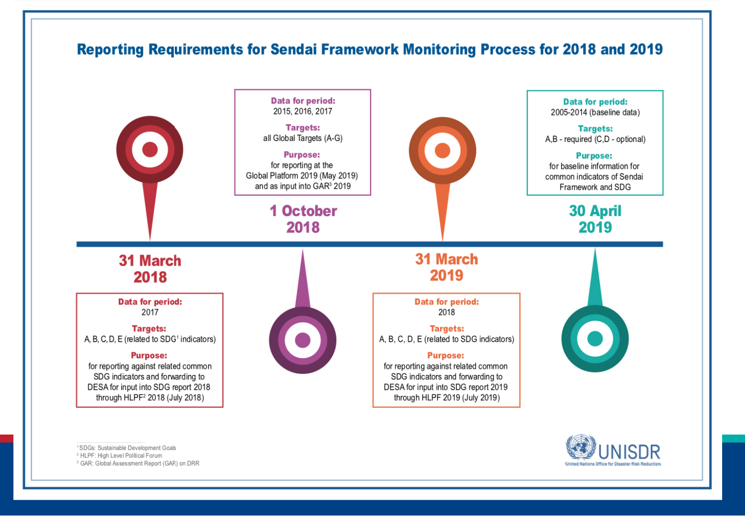# Reporting Requirements for Sendai Framework Monitoring Process for 2018 and 2019

## 31 March 2018

**Data for period:**
2017

**Targets:**
A, B, C, D, E (related to SDG[1] indicators)

**Purpose:**
for reporting against related common SDG indicators and forwarding to DESA for input into SDG report 2018 through HLPF[2] 2018 (July 2018)

## 1 October 2018

**Data for period:**
2015, 2016, 2017

**Targets:**
all Global Targets (A-G)

**Purpose:**
for reporting at the Global Platform 2019 (May 2019) and as input into GAR[3] 2019

## 31 March 2019

**Data for period:**
2018

**Targets:**
A, B, C, D, E (related to SDG indicators)

**Purpose:**
for reporting against related common SDG indicators and forwarding to DESA for input into SDG report 2019 through HLPF 2019 (July 2019)

## 30 April 2019

**Data for period:**
2005-2014 (baseline data)

**Targets:**
A,B - required (C,D - optional)

**Purpose:**
for baseline information for common indicators of Sendai Framework and SDG

---

[1] SDGs: Sustainable Development Goals
[2] HLPF: High Level Political Forum
[3] GAR: Global Assessment Report (GAR) on DRR

UNISDR
United Nations Office for Disaster Risk Reduction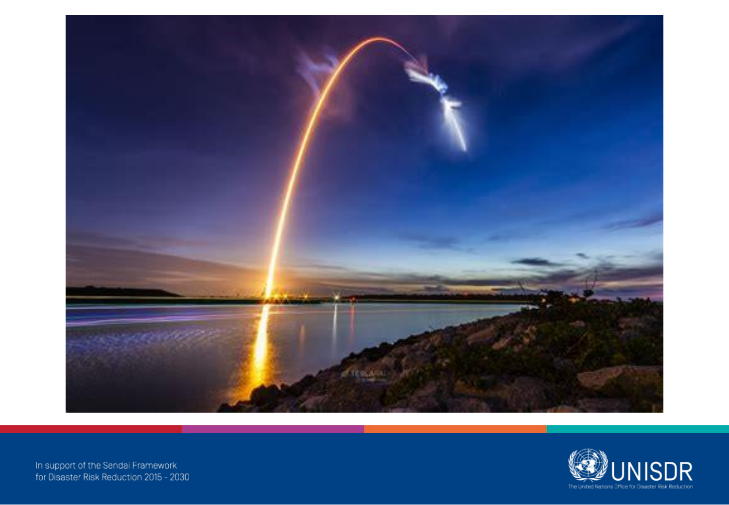In support of the Sendai Framework
for Disaster Risk Reduction 2015 - 2030

UNISDR

The United Nations Office for Disaster Risk Reduction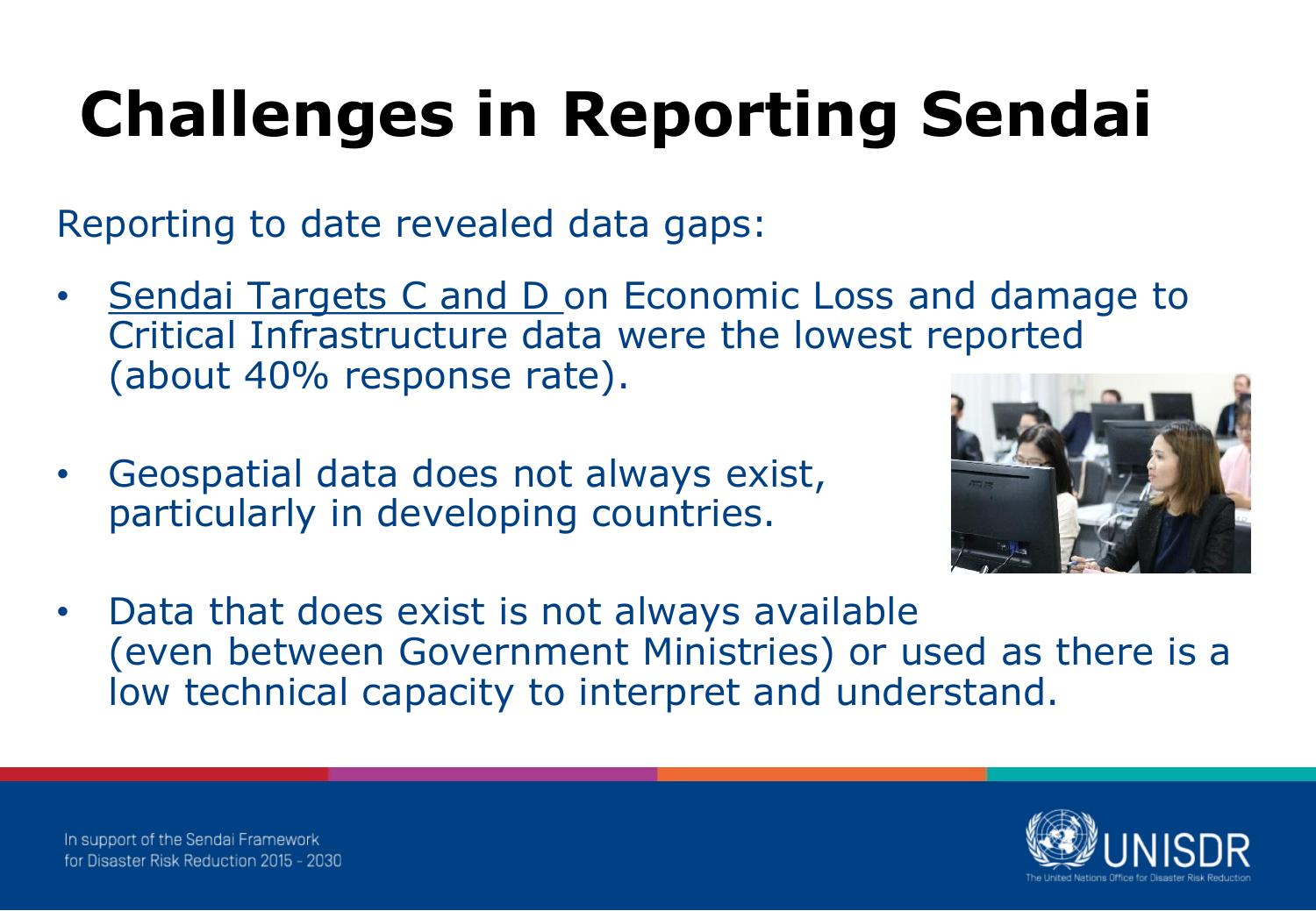# Challenges in Reporting Sendai

Reporting to date revealed data gaps:

- Sendai Targets C and D on Economic Loss and damage to Critical Infrastructure data were the lowest reported (about 40% response rate).
- Geospatial data does not always exist, particularly in developing countries.
- Data that does exist is not always available (even between Government Ministries) or used as there is a low technical capacity to interpret and understand.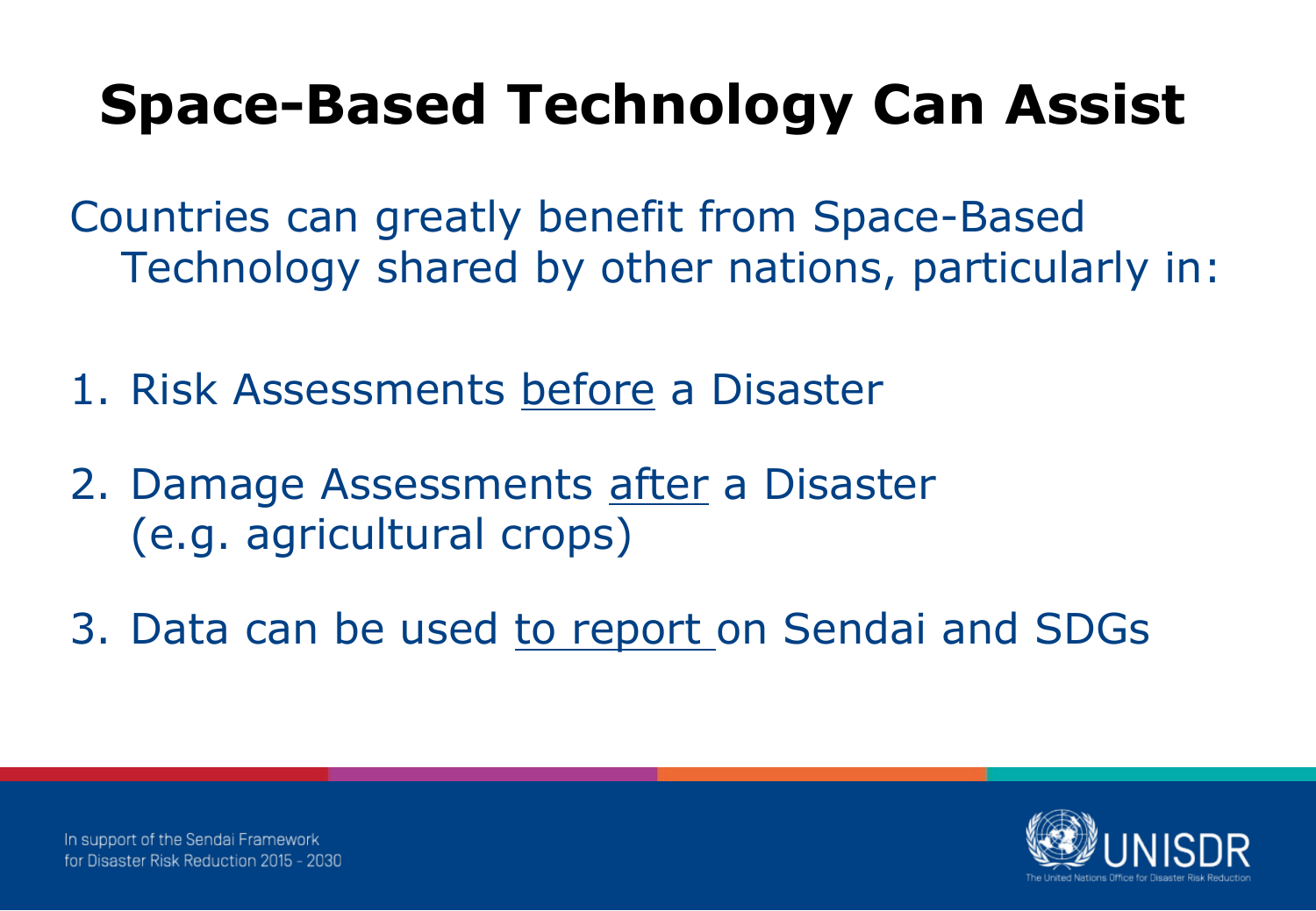# Space-Based Technology Can Assist

Countries can greatly benefit from Space-Based Technology shared by other nations, particularly in:

1. Risk Assessments <u>before</u> a Disaster
2. Damage Assessments <u>after</u> a Disaster (e.g. agricultural crops)
3. Data can be used <u>to report</u> on Sendai and SDGs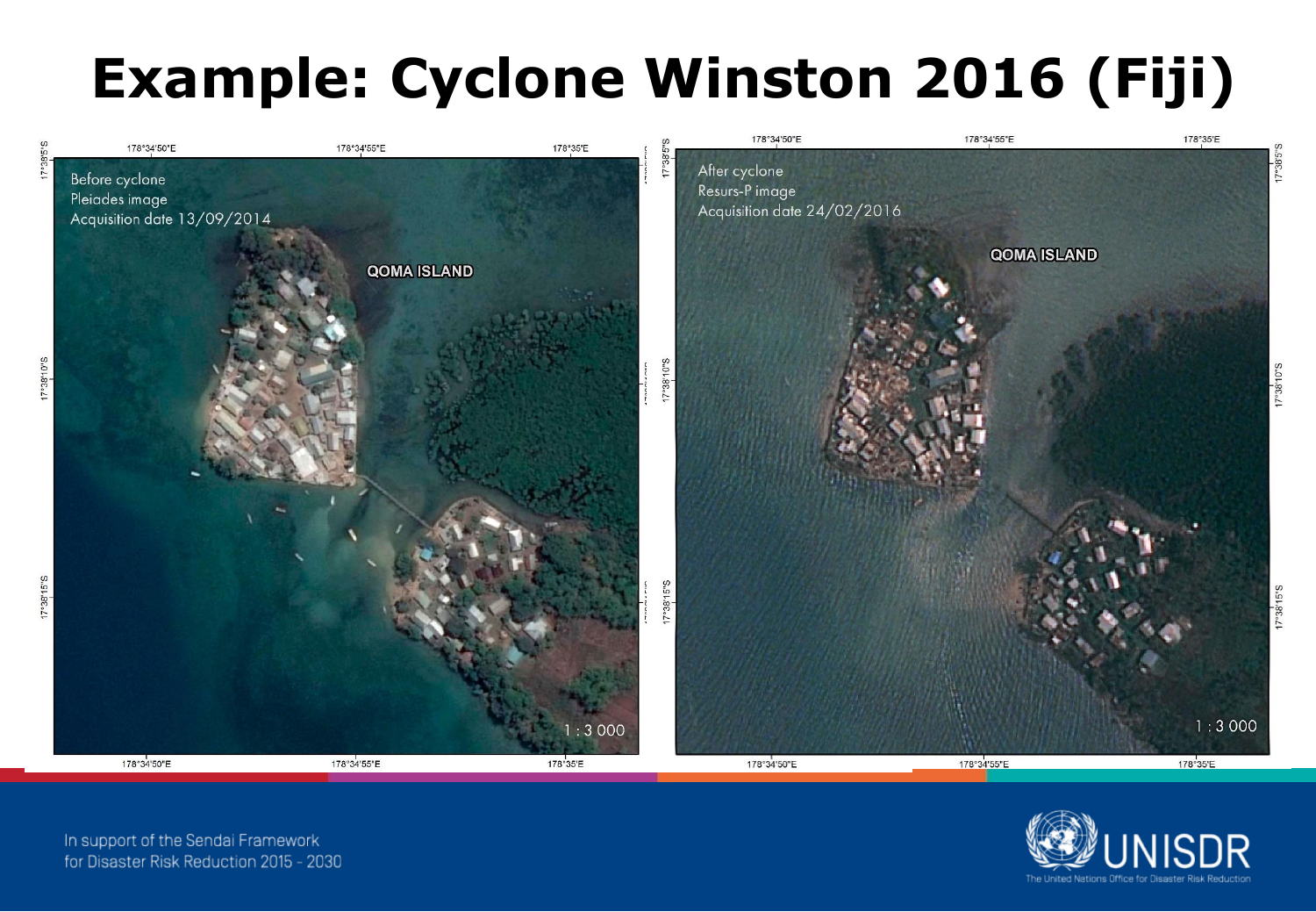# Example: Cyclone Winston 2016 (Fiji)

Before cyclone
Pleiades image
Acquisition date 13/09/2014

QOMA ISLAND

1 : 3 000

After cyclone
Resurs-P image
Acquisition date 24/02/2016

QOMA ISLAND

1 : 3 000

In support of the Sendai Framework for Disaster Risk Reduction 2015 - 2030

UNISDR
The United Nations Office for Disaster Risk Reduction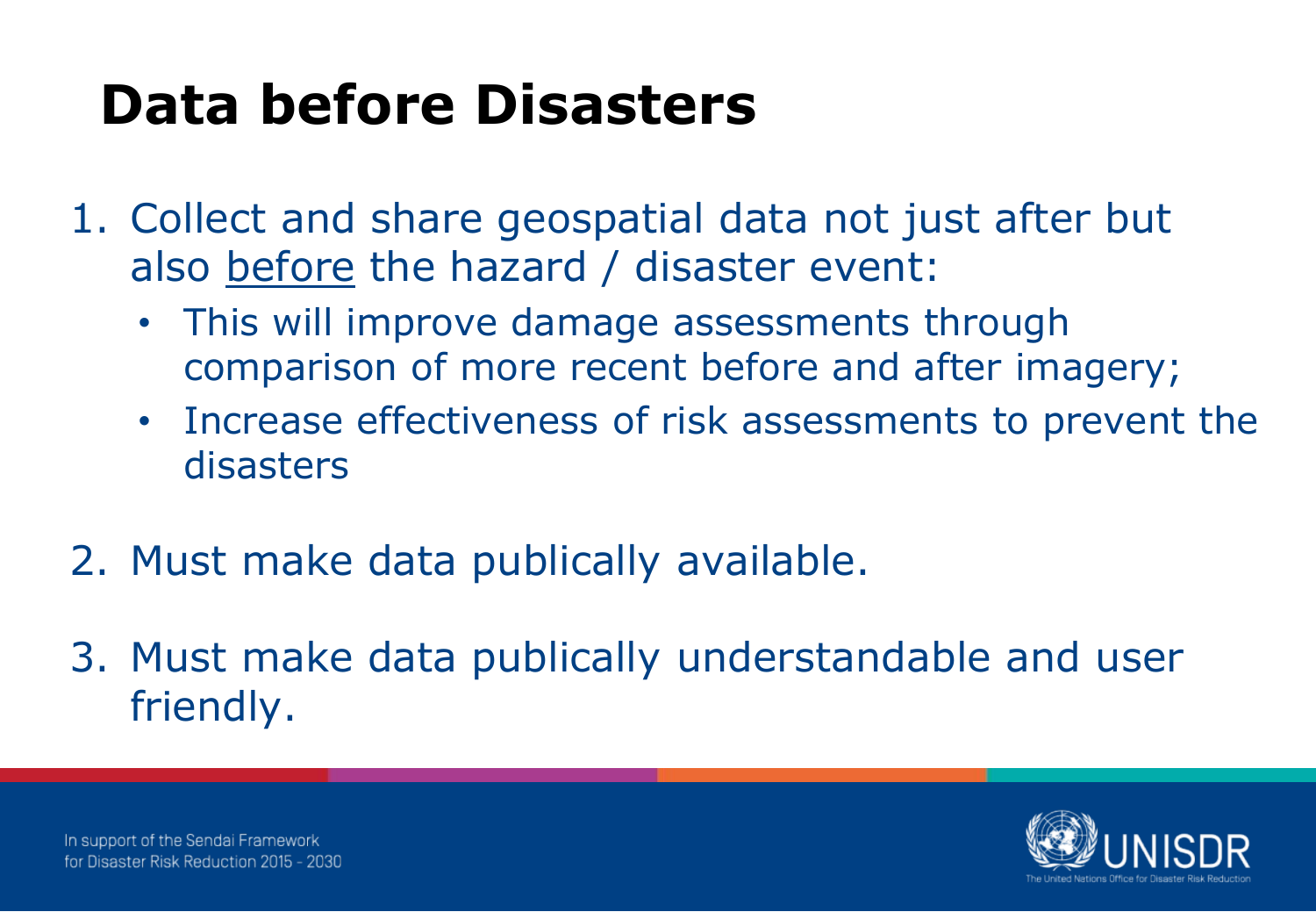# Data before Disasters

1. Collect and share geospatial data not just after but also <u>before</u> the hazard / disaster event:
   - This will improve damage assessments through comparison of more recent before and after imagery;
   - Increase effectiveness of risk assessments to prevent the disasters

2. Must make data publically available.

3. Must make data publically understandable and user friendly.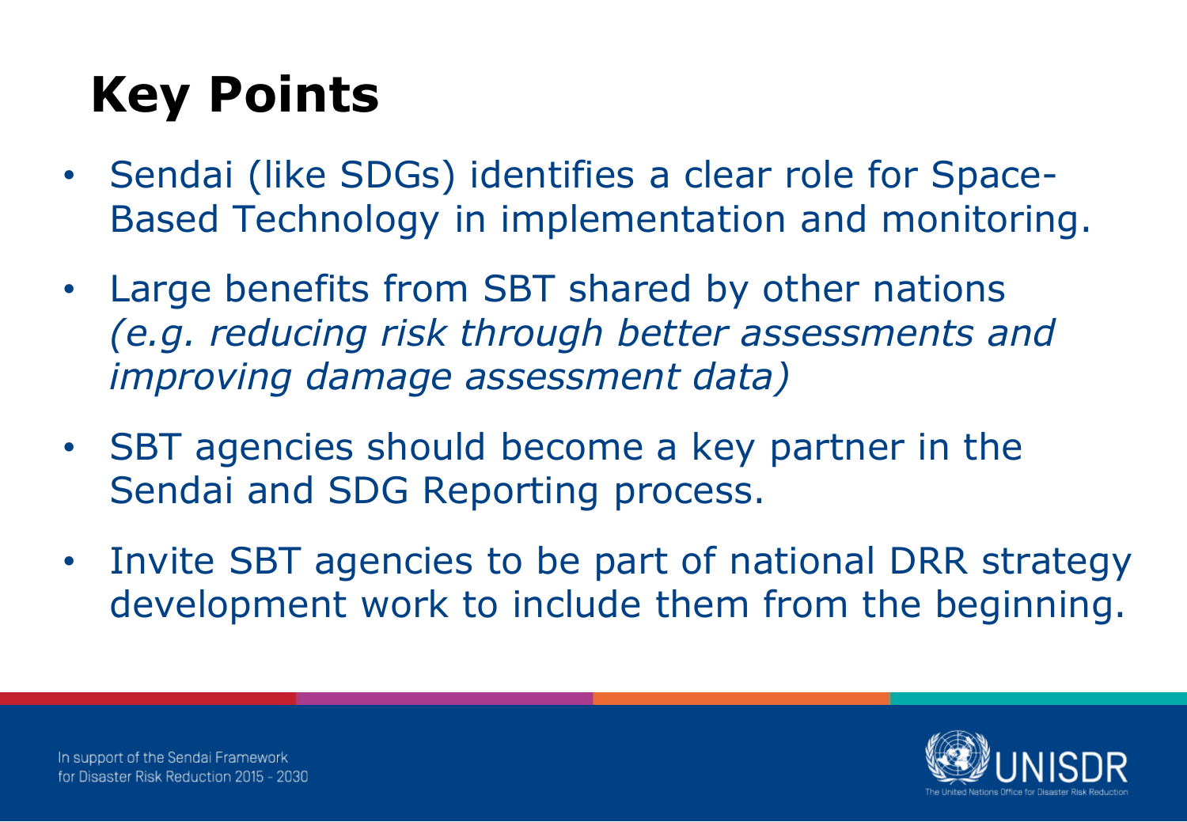# Key Points

- Sendai (like SDGs) identifies a clear role for Space-Based Technology in implementation and monitoring.
- Large benefits from SBT shared by other nations *(e.g. reducing risk through better assessments and improving damage assessment data)*
- SBT agencies should become a key partner in the Sendai and SDG Reporting process.
- Invite SBT agencies to be part of national DRR strategy development work to include them from the beginning.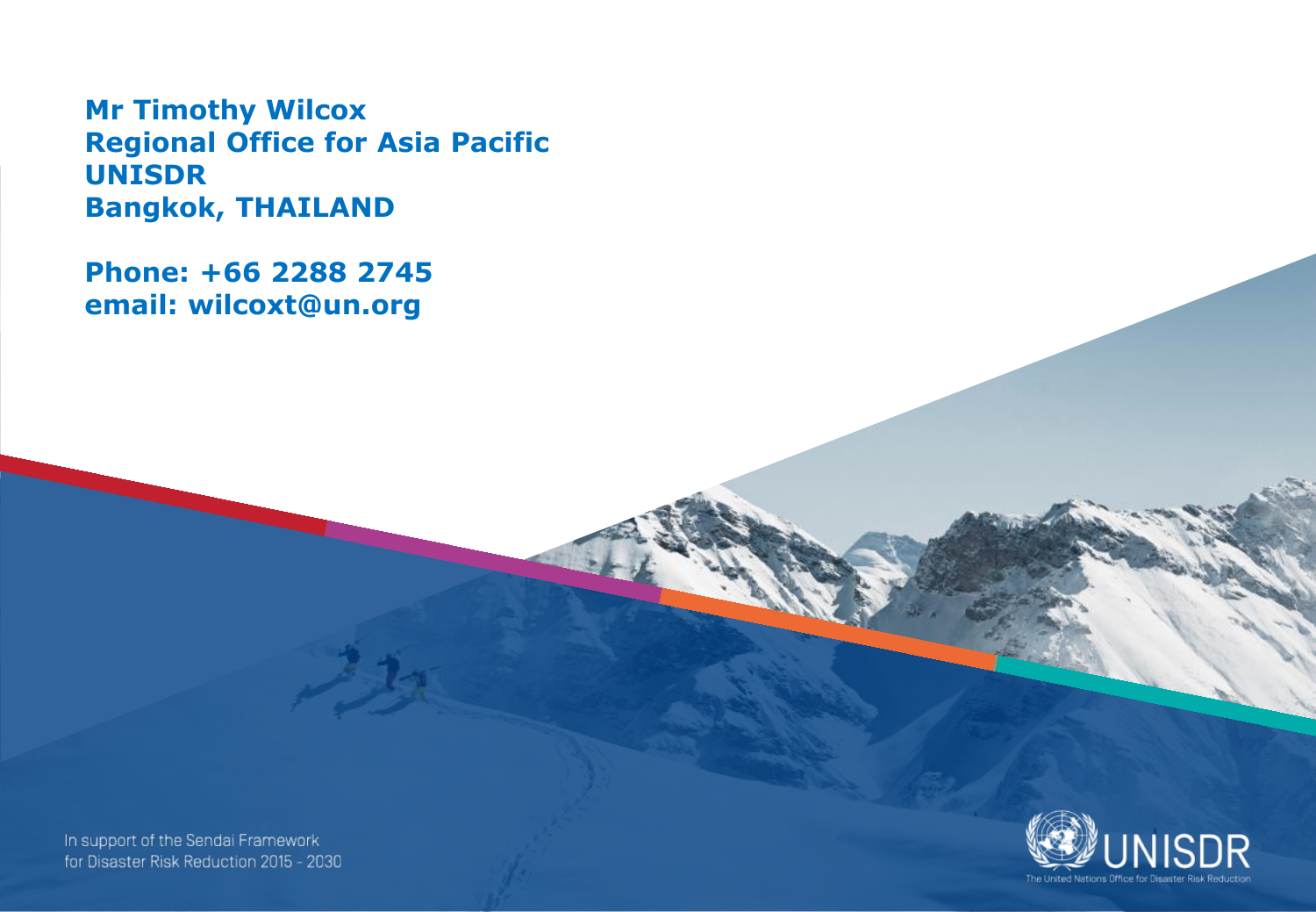**Mr Timothy Wilcox**
**Regional Office for Asia Pacific**
**UNISDR**
**Bangkok, THAILAND**

**Phone: +66 2288 2745**
**email: wilcoxt@un.org**

In support of the Sendai Framework
for Disaster Risk Reduction 2015 - 2030

UNISDR
The United Nations Office for Disaster Risk Reduction